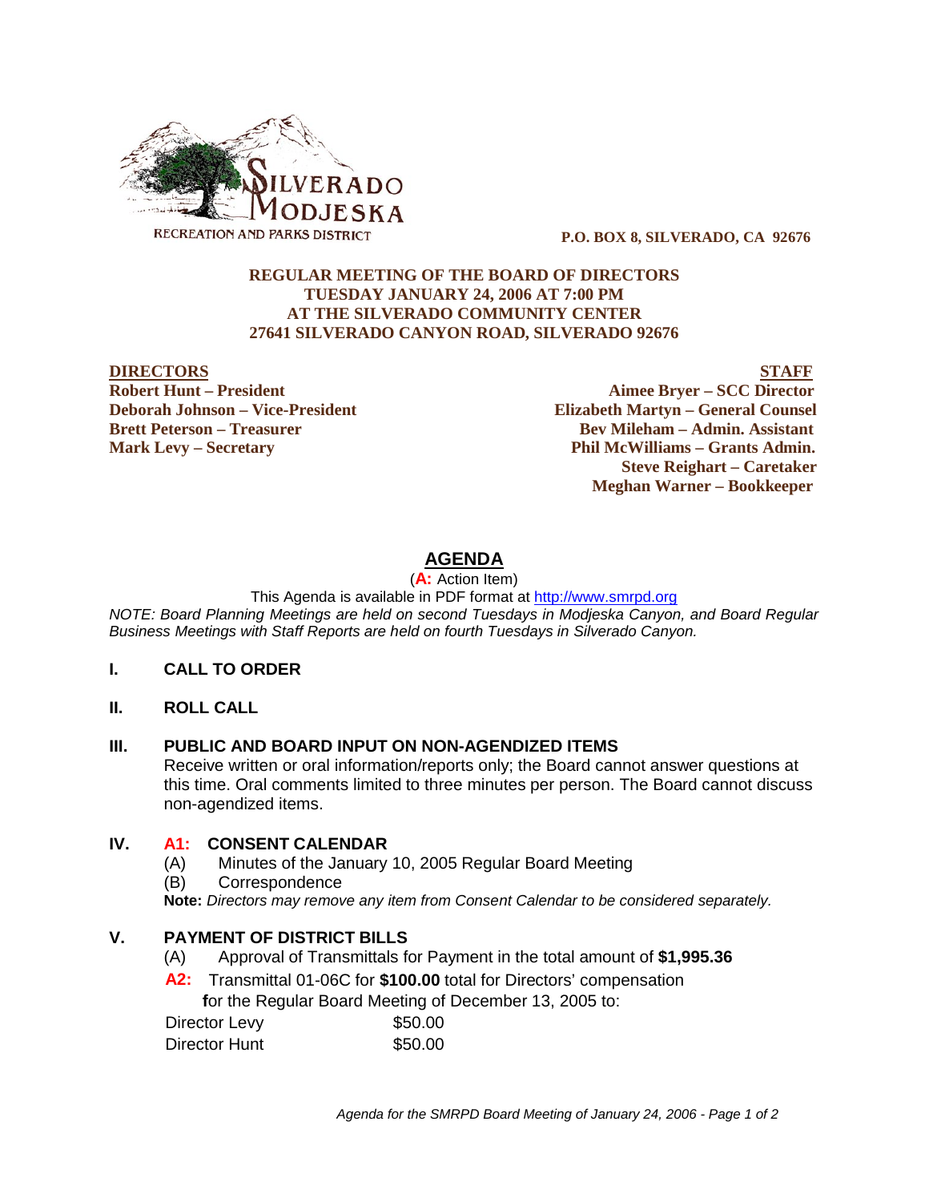SILVERADO MODJESKA
RECREATION AND PARKS DISTRICT

**P.O. BOX 8, SILVERADO, CA 92676**

**REGULAR MEETING OF THE BOARD OF DIRECTORS**
**TUESDAY JANUARY 24, 2006 AT 7:00 PM**
**AT THE SILVERADO COMMUNITY CENTER**
**27641 SILVERADO CANYON ROAD, SILVERADO 92676**

| **DIRECTORS** | **STAFF** |
|---|---|
| **Robert Hunt – President** | **Aimee Bryer – SCC Director** |
| **Deborah Johnson – Vice-President** | **Elizabeth Martyn – General Counsel** |
| **Brett Peterson – Treasurer** | **Bev Mileham – Admin. Assistant** |
| **Mark Levy – Secretary** | **Phil McWilliams – Grants Admin.** |
| | **Steve Reighart – Caretaker** |
| | **Meghan Warner – Bookkeeper** |

# AGENDA

(**A:** Action Item)

This Agenda is available in PDF format at http://www.smrpd.org

*NOTE: Board Planning Meetings are held on second Tuesdays in Modjeska Canyon, and Board Regular Business Meetings with Staff Reports are held on fourth Tuesdays in Silverado Canyon.*

## I. CALL TO ORDER

## II. ROLL CALL

## III. PUBLIC AND BOARD INPUT ON NON-AGENDIZED ITEMS

Receive written or oral information/reports only; the Board cannot answer questions at this time. Oral comments limited to three minutes per person. The Board cannot discuss non-agendized items.

## IV. A1: CONSENT CALENDAR

(A) Minutes of the January 10, 2005 Regular Board Meeting

(B) Correspondence

**Note:** *Directors may remove any item from Consent Calendar to be considered separately.*

## V. PAYMENT OF DISTRICT BILLS

(A) Approval of Transmittals for Payment in the total amount of **$1,995.36**

**A2:** Transmittal 01-06C for **$100.00** total for Directors' compensation for the Regular Board Meeting of December 13, 2005 to:

| | |
|---|---|
| Director Levy | $50.00 |
| Director Hunt | $50.00 |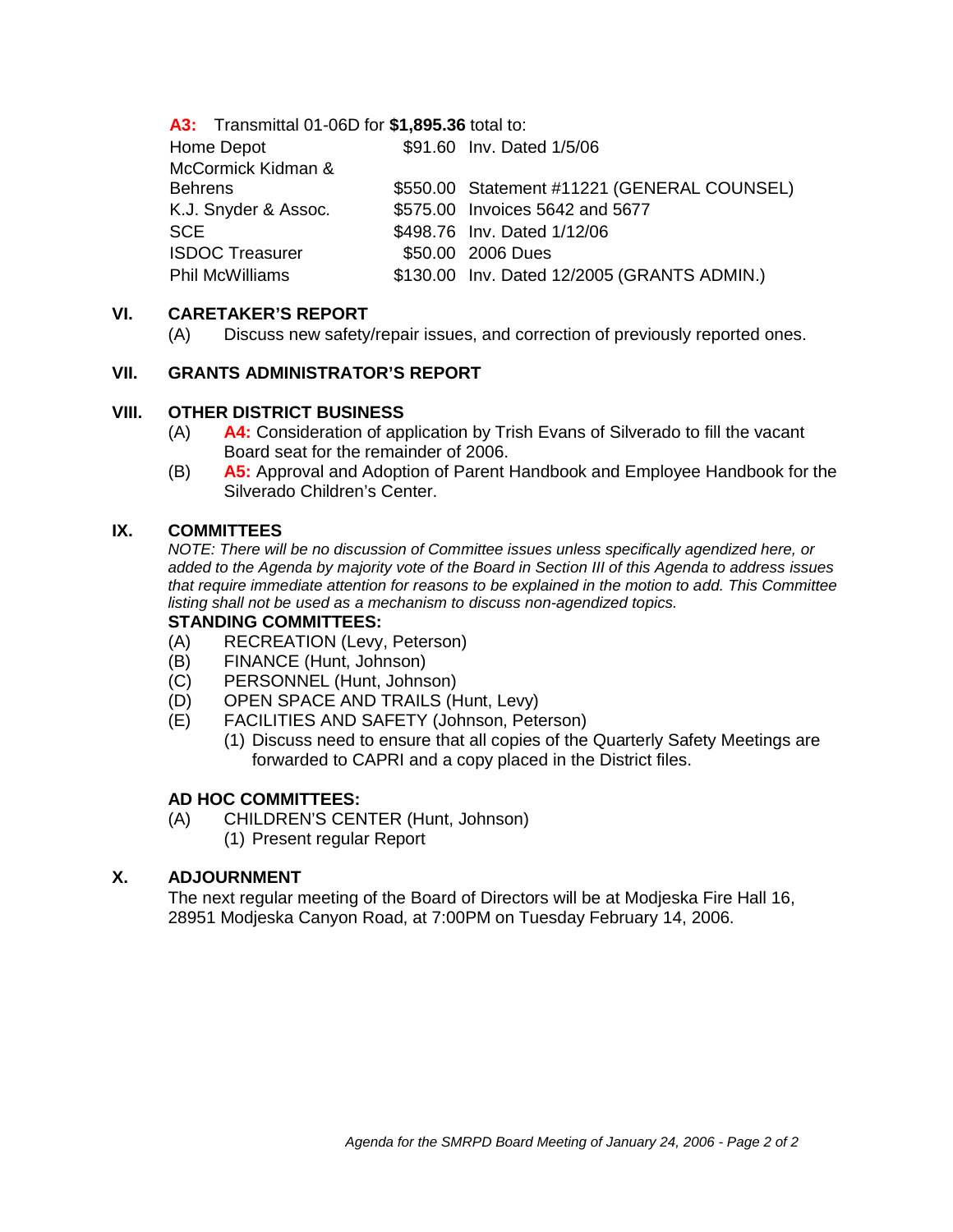**A3:** Transmittal 01-06D for **$1,895.36** total to:

| | | |
|---|---|---|
| Home Depot | $91.60 | Inv. Dated 1/5/06 |
| McCormick Kidman & Behrens | $550.00 | Statement #11221 (GENERAL COUNSEL) |
| K.J. Snyder & Assoc. | $575.00 | Invoices 5642 and 5677 |
| SCE | $498.76 | Inv. Dated 1/12/06 |
| ISDOC Treasurer | $50.00 | 2006 Dues |
| Phil McWilliams | $130.00 | Inv. Dated 12/2005 (GRANTS ADMIN.) |

## VI. CARETAKER'S REPORT

(A) Discuss new safety/repair issues, and correction of previously reported ones.

## VII. GRANTS ADMINISTRATOR'S REPORT

## VIII. OTHER DISTRICT BUSINESS

(A) **A4:** Consideration of application by Trish Evans of Silverado to fill the vacant Board seat for the remainder of 2006.

(B) **A5:** Approval and Adoption of Parent Handbook and Employee Handbook for the Silverado Children's Center.

## IX. COMMITTEES

*NOTE: There will be no discussion of Committee issues unless specifically agendized here, or added to the Agenda by majority vote of the Board in Section III of this Agenda to address issues that require immediate attention for reasons to be explained in the motion to add. This Committee listing shall not be used as a mechanism to discuss non-agendized topics.*

**STANDING COMMITTEES:**

(A) RECREATION (Levy, Peterson)

(B) FINANCE (Hunt, Johnson)

(C) PERSONNEL (Hunt, Johnson)

(D) OPEN SPACE AND TRAILS (Hunt, Levy)

(E) FACILITIES AND SAFETY (Johnson, Peterson)

(1) Discuss need to ensure that all copies of the Quarterly Safety Meetings are forwarded to CAPRI and a copy placed in the District files.

**AD HOC COMMITTEES:**

(A) CHILDREN'S CENTER (Hunt, Johnson)

(1) Present regular Report

## X. ADJOURNMENT

The next regular meeting of the Board of Directors will be at Modjeska Fire Hall 16, 28951 Modjeska Canyon Road, at 7:00PM on Tuesday February 14, 2006.